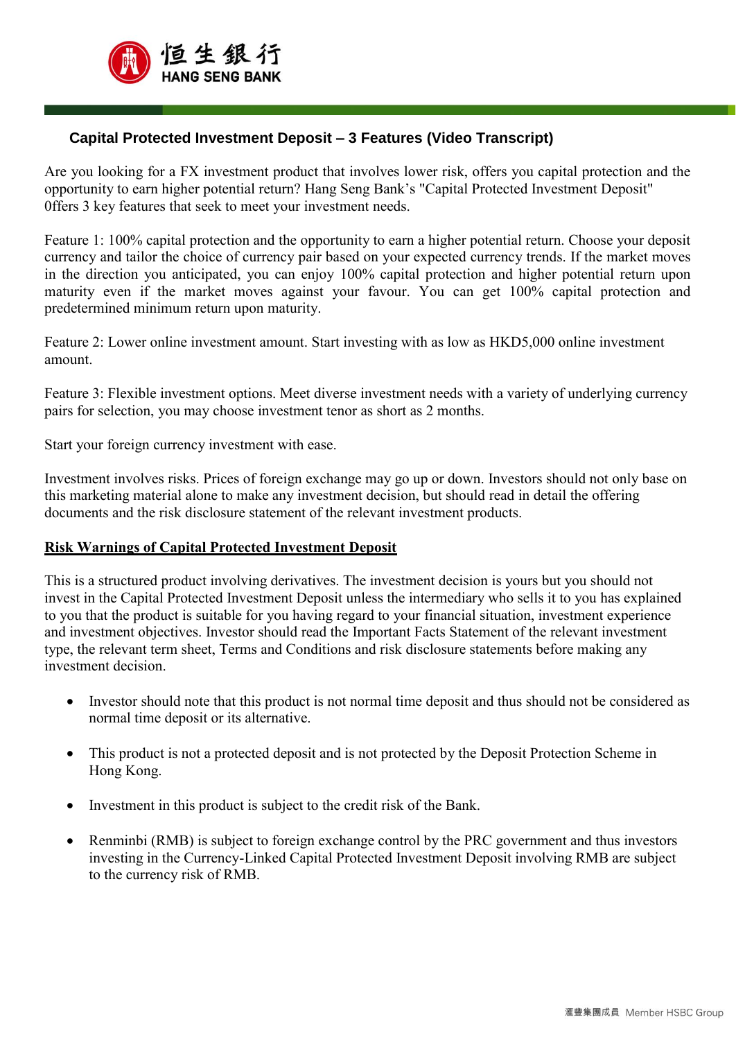恒生銀行
HANG SENG BANK

## Capital Protected Investment Deposit – 3 Features (Video Transcript)

Are you looking for a FX investment product that involves lower risk, offers you capital protection and the opportunity to earn higher potential return? Hang Seng Bank's "Capital Protected Investment Deposit" 0ffers 3 key features that seek to meet your investment needs.

Feature 1: 100% capital protection and the opportunity to earn a higher potential return. Choose your deposit currency and tailor the choice of currency pair based on your expected currency trends. If the market moves in the direction you anticipated, you can enjoy 100% capital protection and higher potential return upon maturity even if the market moves against your favour. You can get 100% capital protection and predetermined minimum return upon maturity.

Feature 2: Lower online investment amount. Start investing with as low as HKD5,000 online investment amount.

Feature 3: Flexible investment options. Meet diverse investment needs with a variety of underlying currency pairs for selection, you may choose investment tenor as short as 2 months.

Start your foreign currency investment with ease.

Investment involves risks. Prices of foreign exchange may go up or down. Investors should not only base on this marketing material alone to make any investment decision, but should read in detail the offering documents and the risk disclosure statement of the relevant investment products.

**Risk Warnings of Capital Protected Investment Deposit**

This is a structured product involving derivatives. The investment decision is yours but you should not invest in the Capital Protected Investment Deposit unless the intermediary who sells it to you has explained to you that the product is suitable for you having regard to your financial situation, investment experience and investment objectives. Investor should read the Important Facts Statement of the relevant investment type, the relevant term sheet, Terms and Conditions and risk disclosure statements before making any investment decision.

- Investor should note that this product is not normal time deposit and thus should not be considered as normal time deposit or its alternative.
- This product is not a protected deposit and is not protected by the Deposit Protection Scheme in Hong Kong.
- Investment in this product is subject to the credit risk of the Bank.
- Renminbi (RMB) is subject to foreign exchange control by the PRC government and thus investors investing in the Currency-Linked Capital Protected Investment Deposit involving RMB are subject to the currency risk of RMB.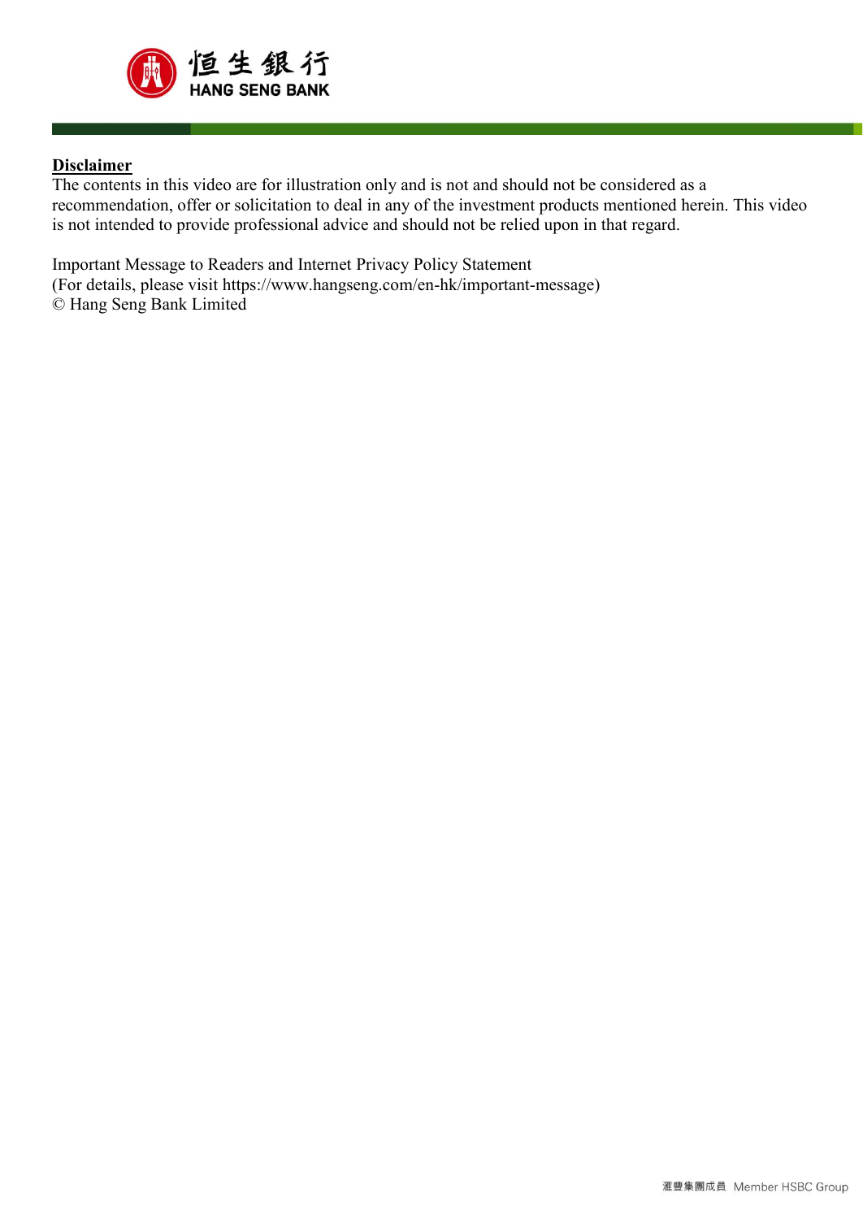**Disclaimer**

The contents in this video are for illustration only and is not and should not be considered as a recommendation, offer or solicitation to deal in any of the investment products mentioned herein. This video is not intended to provide professional advice and should not be relied upon in that regard.

Important Message to Readers and Internet Privacy Policy Statement
(For details, please visit https://www.hangseng.com/en-hk/important-message)
© Hang Seng Bank Limited